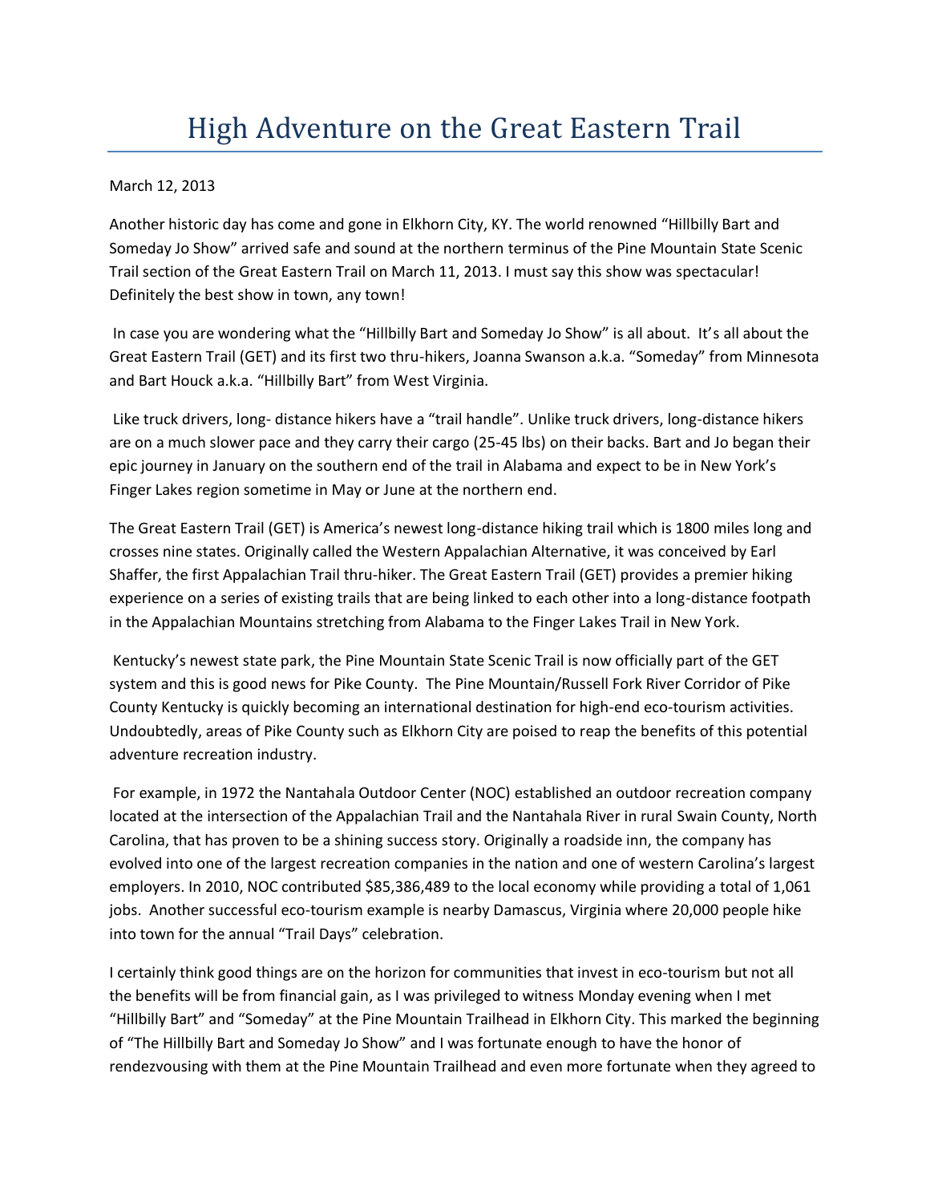# High Adventure on the Great Eastern Trail

March 12, 2013

Another historic day has come and gone in Elkhorn City, KY. The world renowned "Hillbilly Bart and Someday Jo Show" arrived safe and sound at the northern terminus of the Pine Mountain State Scenic Trail section of the Great Eastern Trail on March 11, 2013. I must say this show was spectacular! Definitely the best show in town, any town!

In case you are wondering what the "Hillbilly Bart and Someday Jo Show" is all about. It's all about the Great Eastern Trail (GET) and its first two thru-hikers, Joanna Swanson a.k.a. "Someday" from Minnesota and Bart Houck a.k.a. "Hillbilly Bart" from West Virginia.

Like truck drivers, long- distance hikers have a "trail handle". Unlike truck drivers, long-distance hikers are on a much slower pace and they carry their cargo (25-45 lbs) on their backs. Bart and Jo began their epic journey in January on the southern end of the trail in Alabama and expect to be in New York's Finger Lakes region sometime in May or June at the northern end.

The Great Eastern Trail (GET) is America's newest long-distance hiking trail which is 1800 miles long and crosses nine states. Originally called the Western Appalachian Alternative, it was conceived by Earl Shaffer, the first Appalachian Trail thru-hiker. The Great Eastern Trail (GET) provides a premier hiking experience on a series of existing trails that are being linked to each other into a long-distance footpath in the Appalachian Mountains stretching from Alabama to the Finger Lakes Trail in New York.

Kentucky's newest state park, the Pine Mountain State Scenic Trail is now officially part of the GET system and this is good news for Pike County. The Pine Mountain/Russell Fork River Corridor of Pike County Kentucky is quickly becoming an international destination for high-end eco-tourism activities. Undoubtedly, areas of Pike County such as Elkhorn City are poised to reap the benefits of this potential adventure recreation industry.

For example, in 1972 the Nantahala Outdoor Center (NOC) established an outdoor recreation company located at the intersection of the Appalachian Trail and the Nantahala River in rural Swain County, North Carolina, that has proven to be a shining success story. Originally a roadside inn, the company has evolved into one of the largest recreation companies in the nation and one of western Carolina's largest employers. In 2010, NOC contributed $85,386,489 to the local economy while providing a total of 1,061 jobs. Another successful eco-tourism example is nearby Damascus, Virginia where 20,000 people hike into town for the annual "Trail Days" celebration.

I certainly think good things are on the horizon for communities that invest in eco-tourism but not all the benefits will be from financial gain, as I was privileged to witness Monday evening when I met "Hillbilly Bart" and "Someday" at the Pine Mountain Trailhead in Elkhorn City. This marked the beginning of "The Hillbilly Bart and Someday Jo Show" and I was fortunate enough to have the honor of rendezvousing with them at the Pine Mountain Trailhead and even more fortunate when they agreed to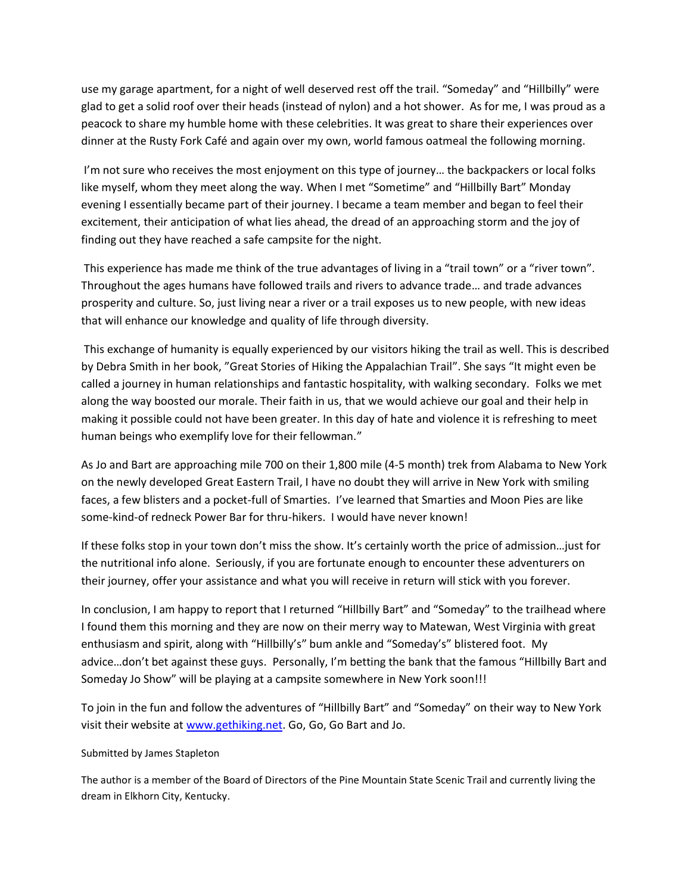use my garage apartment, for a night of well deserved rest off the trail. “Someday” and “Hillbilly” were glad to get a solid roof over their heads (instead of nylon) and a hot shower. As for me, I was proud as a peacock to share my humble home with these celebrities. It was great to share their experiences over dinner at the Rusty Fork Café and again over my own, world famous oatmeal the following morning.

I’m not sure who receives the most enjoyment on this type of journey… the backpackers or local folks like myself, whom they meet along the way. When I met “Sometime” and “Hillbilly Bart” Monday evening I essentially became part of their journey. I became a team member and began to feel their excitement, their anticipation of what lies ahead, the dread of an approaching storm and the joy of finding out they have reached a safe campsite for the night.

This experience has made me think of the true advantages of living in a “trail town” or a “river town”. Throughout the ages humans have followed trails and rivers to advance trade… and trade advances prosperity and culture. So, just living near a river or a trail exposes us to new people, with new ideas that will enhance our knowledge and quality of life through diversity.

This exchange of humanity is equally experienced by our visitors hiking the trail as well. This is described by Debra Smith in her book, ”Great Stories of Hiking the Appalachian Trail”. She says “It might even be called a journey in human relationships and fantastic hospitality, with walking secondary. Folks we met along the way boosted our morale. Their faith in us, that we would achieve our goal and their help in making it possible could not have been greater. In this day of hate and violence it is refreshing to meet human beings who exemplify love for their fellowman.”

As Jo and Bart are approaching mile 700 on their 1,800 mile (4-5 month) trek from Alabama to New York on the newly developed Great Eastern Trail, I have no doubt they will arrive in New York with smiling faces, a few blisters and a pocket-full of Smarties. I’ve learned that Smarties and Moon Pies are like some-kind-of redneck Power Bar for thru-hikers. I would have never known!

If these folks stop in your town don’t miss the show. It’s certainly worth the price of admission…just for the nutritional info alone. Seriously, if you are fortunate enough to encounter these adventurers on their journey, offer your assistance and what you will receive in return will stick with you forever.

In conclusion, I am happy to report that I returned “Hillbilly Bart” and “Someday” to the trailhead where I found them this morning and they are now on their merry way to Matewan, West Virginia with great enthusiasm and spirit, along with “Hillbilly’s” bum ankle and “Someday’s” blistered foot. My advice…don’t bet against these guys. Personally, I’m betting the bank that the famous “Hillbilly Bart and Someday Jo Show” will be playing at a campsite somewhere in New York soon!!!

To join in the fun and follow the adventures of “Hillbilly Bart” and “Someday” on their way to New York visit their website at [www.gethiking.net](http://www.gethiking.net). Go, Go, Go Bart and Jo.

Submitted by James Stapleton

The author is a member of the Board of Directors of the Pine Mountain State Scenic Trail and currently living the dream in Elkhorn City, Kentucky.